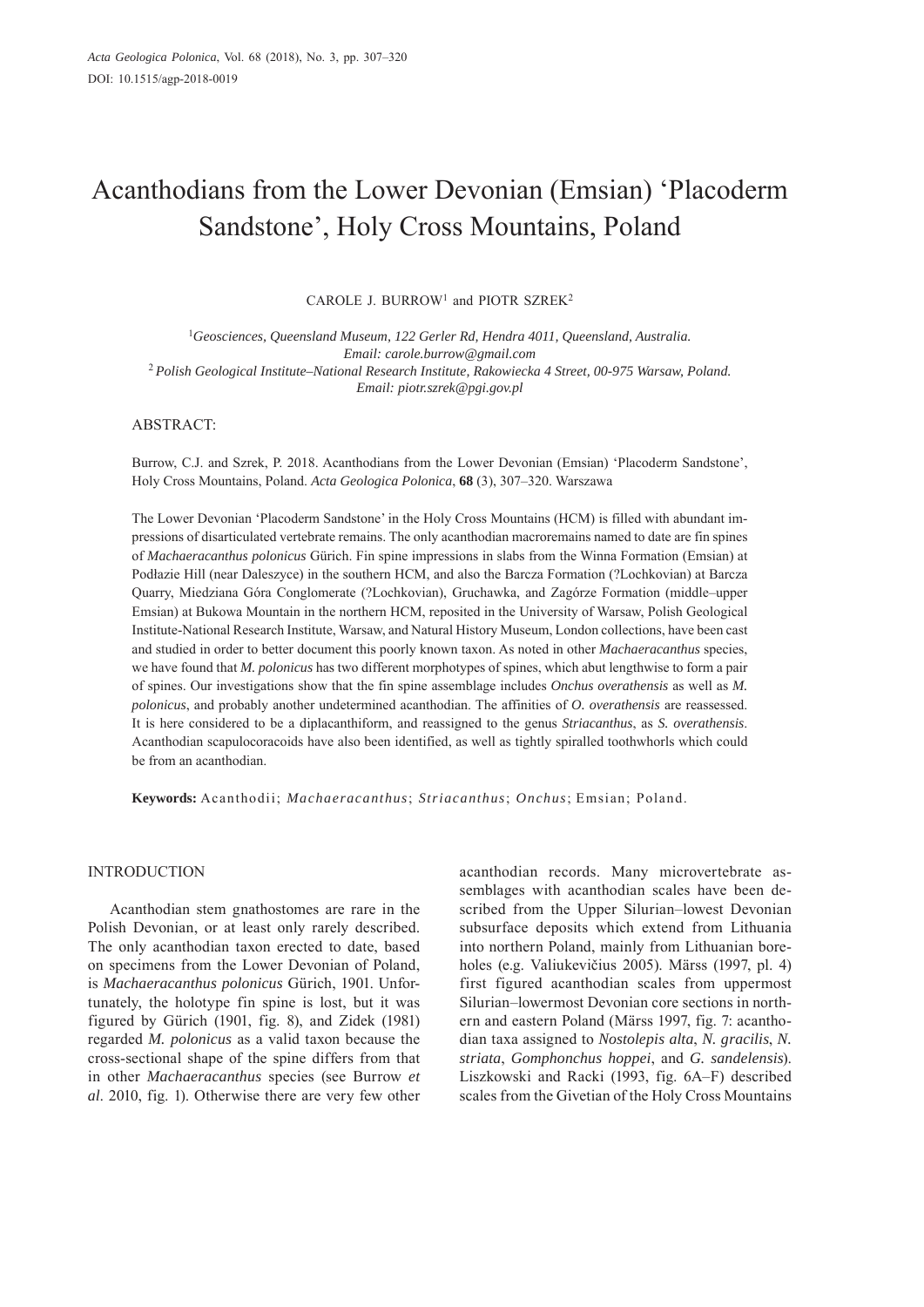# Acanthodians from the Lower Devonian (Emsian) 'Placoderm Sandstone', Holy Cross Mountains, Poland

CAROLE J. BURROW[1] and PIOTR SZREK[2]

[1] *Geosciences, Queensland Museum, 122 Gerler Rd, Hendra 4011, Queensland, Australia. Email: carole.burrow@gmail.com*
[2] *Polish Geological Institute–National Research Institute, Rakowiecka 4 Street, 00-975 Warsaw, Poland. Email: piotr.szrek@pgi.gov.pl*

## ABSTRACT:

Burrow, C.J. and Szrek, P. 2018. Acanthodians from the Lower Devonian (Emsian) 'Placoderm Sandstone', Holy Cross Mountains, Poland. *Acta Geologica Polonica*, **68** (3), 307–320. Warszawa

The Lower Devonian 'Placoderm Sandstone' in the Holy Cross Mountains (HCM) is filled with abundant impressions of disarticulated vertebrate remains. The only acanthodian macroremains named to date are fin spines of *Machaeracanthus polonicus* Gürich. Fin spine impressions in slabs from the Winna Formation (Emsian) at Podłazie Hill (near Daleszyce) in the southern HCM, and also the Barcza Formation (?Lochkovian) at Barcza Quarry, Miedziana Góra Conglomerate (?Lochkovian), Gruchawka, and Zagórze Formation (middle–upper Emsian) at Bukowa Mountain in the northern HCM, reposited in the University of Warsaw, Polish Geological Institute-National Research Institute, Warsaw, and Natural History Museum, London collections, have been cast and studied in order to better document this poorly known taxon. As noted in other *Machaeracanthus* species, we have found that *M. polonicus* has two different morphotypes of spines, which abut lengthwise to form a pair of spines. Our investigations show that the fin spine assemblage includes *Onchus overathensis* as well as *M. polonicus*, and probably another undetermined acanthodian. The affinities of *O. overathensis* are reassessed. It is here considered to be a diplacanthiform, and reassigned to the genus *Striacanthus*, as *S. overathensis*. Acanthodian scapulocoracoids have also been identified, as well as tightly spiralled toothwhorls which could be from an acanthodian.

**Keywords:** Acanthodii; *Machaeracanthus*; *Striacanthus*; *Onchus*; Emsian; Poland.

## INTRODUCTION

Acanthodian stem gnathostomes are rare in the Polish Devonian, or at least only rarely described. The only acanthodian taxon erected to date, based on specimens from the Lower Devonian of Poland, is *Machaeracanthus polonicus* Gürich, 1901. Unfortunately, the holotype fin spine is lost, but it was figured by Gürich (1901, fig. 8), and Zidek (1981) regarded *M. polonicus* as a valid taxon because the cross-sectional shape of the spine differs from that in other *Machaeracanthus* species (see Burrow *et al*. 2010, fig. 1). Otherwise there are very few other acanthodian records. Many microvertebrate assemblages with acanthodian scales have been described from the Upper Silurian–lowest Devonian subsurface deposits which extend from Lithuania into northern Poland, mainly from Lithuanian boreholes (e.g. Valiukevičius 2005). Märss (1997, pl. 4) first figured acanthodian scales from uppermost Silurian–lowermost Devonian core sections in northern and eastern Poland (Märss 1997, fig. 7: acanthodian taxa assigned to *Nostolepis alta*, *N. gracilis*, *N. striata*, *Gomphonchus hoppei*, and *G. sandelensis*). Liszkowski and Racki (1993, fig. 6A–F) described scales from the Givetian of the Holy Cross Mountains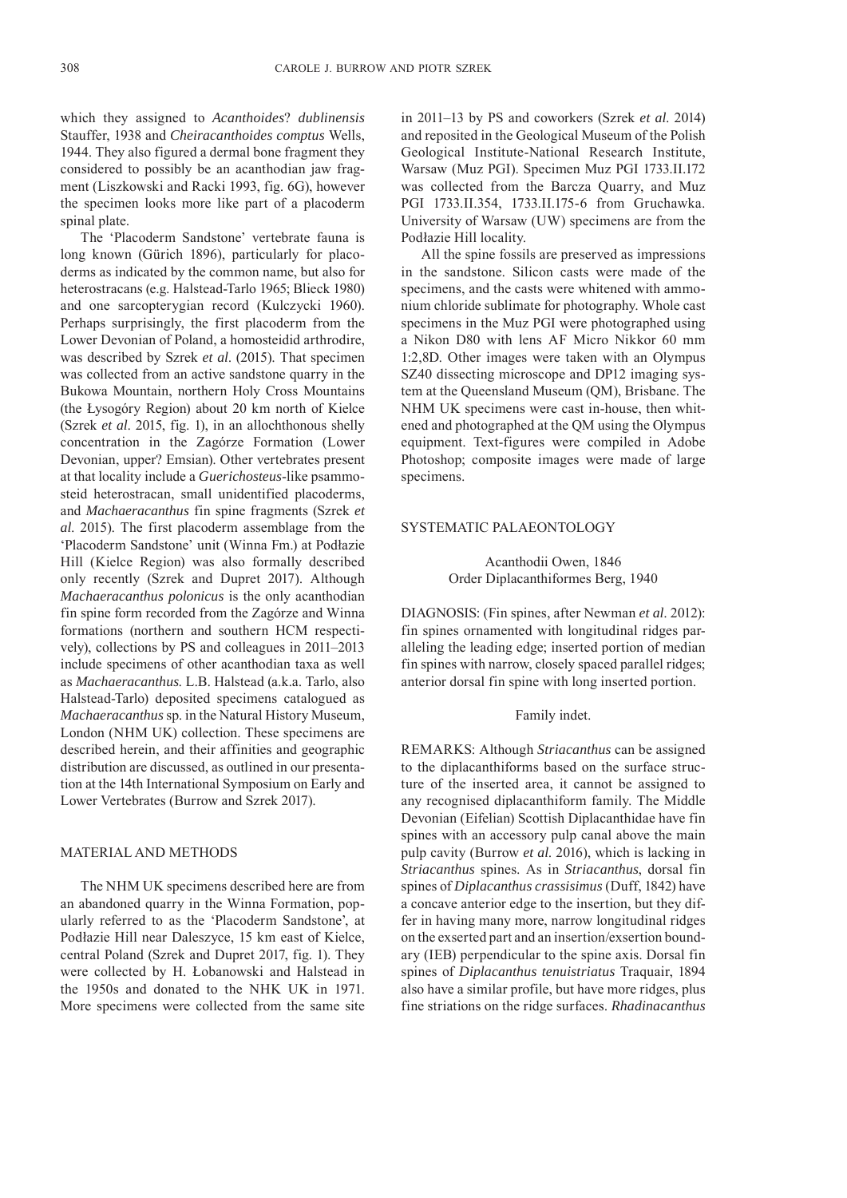which they assigned to *Acanthoides*? *dublinensis* Stauffer, 1938 and *Cheiracanthoides comptus* Wells, 1944. They also figured a dermal bone fragment they considered to possibly be an acanthodian jaw fragment (Liszkowski and Racki 1993, fig. 6G), however the specimen looks more like part of a placoderm spinal plate.

The 'Placoderm Sandstone' vertebrate fauna is long known (Gürich 1896), particularly for placoderms as indicated by the common name, but also for heterostracans (e.g. Halstead-Tarlo 1965; Blieck 1980) and one sarcopterygian record (Kulczycki 1960). Perhaps surprisingly, the first placoderm from the Lower Devonian of Poland, a homosteidid arthrodire, was described by Szrek *et al*. (2015). That specimen was collected from an active sandstone quarry in the Bukowa Mountain, northern Holy Cross Mountains (the Łysogóry Region) about 20 km north of Kielce (Szrek *et al*. 2015, fig. 1), in an allochthonous shelly concentration in the Zagórze Formation (Lower Devonian, upper? Emsian). Other vertebrates present at that locality include a *Guerichosteus*-like psammosteid heterostracan, small unidentified placoderms, and *Machaeracanthus* fin spine fragments (Szrek *et al*. 2015). The first placoderm assemblage from the 'Placoderm Sandstone' unit (Winna Fm.) at Podłazie Hill (Kielce Region) was also formally described only recently (Szrek and Dupret 2017). Although *Machaeracanthus polonicus* is the only acanthodian fin spine form recorded from the Zagórze and Winna formations (northern and southern HCM respectively), collections by PS and colleagues in 2011–2013 include specimens of other acanthodian taxa as well as *Machaeracanthus.* L.B. Halstead (a.k.a. Tarlo, also Halstead-Tarlo) deposited specimens catalogued as *Machaeracanthus* sp. in the Natural History Museum, London (NHM UK) collection. These specimens are described herein, and their affinities and geographic distribution are discussed, as outlined in our presentation at the 14th International Symposium on Early and Lower Vertebrates (Burrow and Szrek 2017).

## MATERIAL AND METHODS

The NHM UK specimens described here are from an abandoned quarry in the Winna Formation, popularly referred to as the 'Placoderm Sandstone', at Podłazie Hill near Daleszyce, 15 km east of Kielce, central Poland (Szrek and Dupret 2017, fig. 1). They were collected by H. Łobanowski and Halstead in the 1950s and donated to the NHK UK in 1971. More specimens were collected from the same site in 2011–13 by PS and coworkers (Szrek *et al*. 2014) and reposited in the Geological Museum of the Polish Geological Institute-National Research Institute, Warsaw (Muz PGI). Specimen Muz PGI 1733.II.172 was collected from the Barcza Quarry, and Muz PGI 1733.II.354, 1733.II.175-6 from Gruchawka. University of Warsaw (UW) specimens are from the Podłazie Hill locality.

All the spine fossils are preserved as impressions in the sandstone. Silicon casts were made of the specimens, and the casts were whitened with ammonium chloride sublimate for photography. Whole cast specimens in the Muz PGI were photographed using a Nikon D80 with lens AF Micro Nikkor 60 mm 1:2,8D. Other images were taken with an Olympus SZ40 dissecting microscope and DP12 imaging system at the Queensland Museum (QM), Brisbane. The NHM UK specimens were cast in-house, then whitened and photographed at the QM using the Olympus equipment. Text-figures were compiled in Adobe Photoshop; composite images were made of large specimens.

## SYSTEMATIC PALAEONTOLOGY

Acanthodii Owen, 1846
Order Diplacanthiformes Berg, 1940

DIAGNOSIS: (Fin spines, after Newman *et al*. 2012): fin spines ornamented with longitudinal ridges paralleling the leading edge; inserted portion of median fin spines with narrow, closely spaced parallel ridges; anterior dorsal fin spine with long inserted portion.

Family indet.

REMARKS: Although *Striacanthus* can be assigned to the diplacanthiforms based on the surface structure of the inserted area, it cannot be assigned to any recognised diplacanthiform family. The Middle Devonian (Eifelian) Scottish Diplacanthidae have fin spines with an accessory pulp canal above the main pulp cavity (Burrow *et al*. 2016), which is lacking in *Striacanthus* spines. As in *Striacanthus*, dorsal fin spines of *Diplacanthus crassisimus* (Duff, 1842) have a concave anterior edge to the insertion, but they differ in having many more, narrow longitudinal ridges on the exserted part and an insertion/exsertion boundary (IEB) perpendicular to the spine axis. Dorsal fin spines of *Diplacanthus tenuistriatus* Traquair, 1894 also have a similar profile, but have more ridges, plus fine striations on the ridge surfaces. *Rhadinacanthus*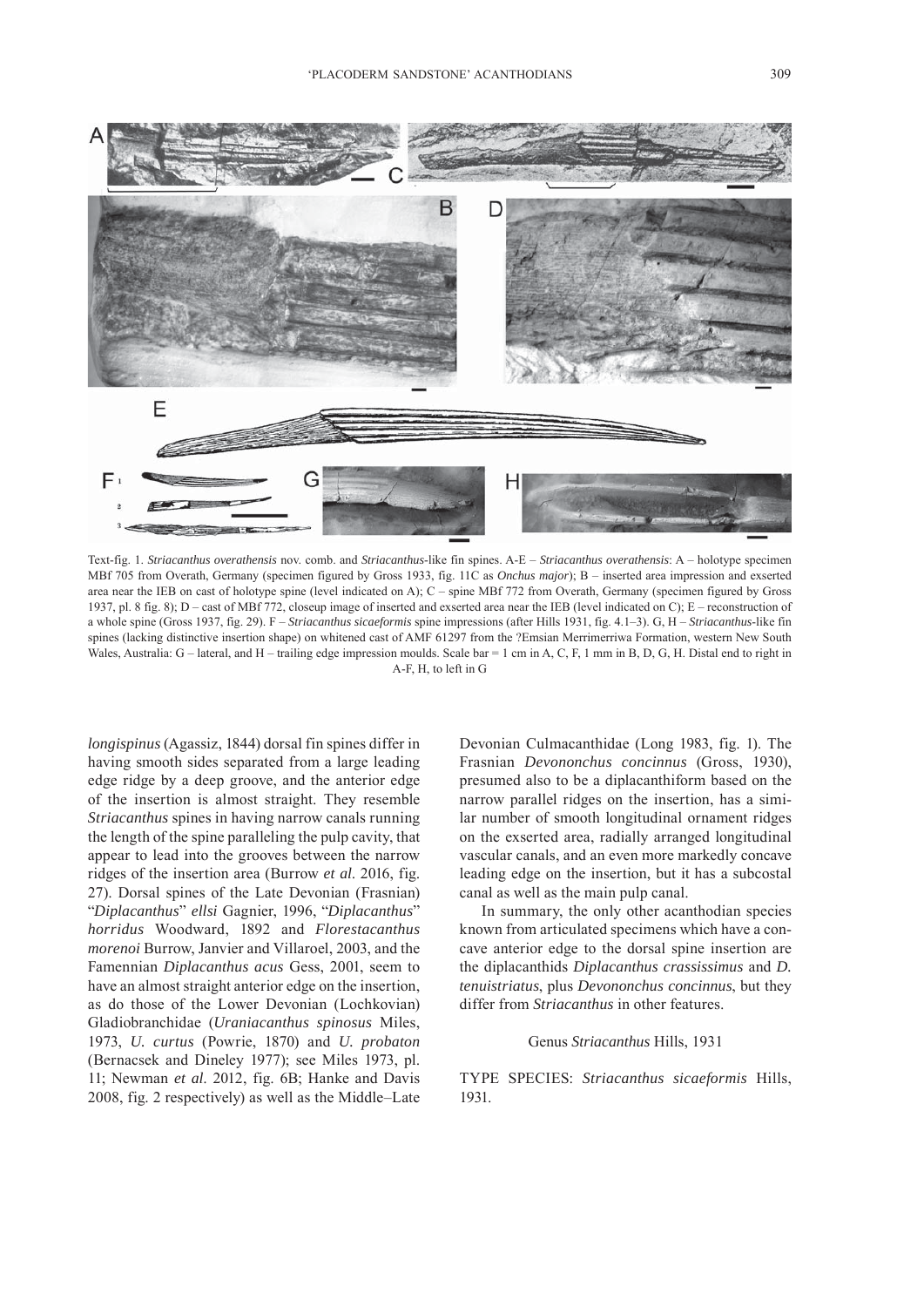Text-fig. 1. *Striacanthus overathensis* nov. comb. and *Striacanthus*-like fin spines. A-E – *Striacanthus overathensis*: A – holotype specimen MBf 705 from Overath, Germany (specimen figured by Gross 1933, fig. 11C as *Onchus major*); B – inserted area impression and exserted area near the IEB on cast of holotype spine (level indicated on A); C – spine MBf 772 from Overath, Germany (specimen figured by Gross 1937, pl. 8 fig. 8); D – cast of MBf 772, closeup image of inserted and exserted area near the IEB (level indicated on C); E – reconstruction of a whole spine (Gross 1937, fig. 29). F – *Striacanthus sicaeformis* spine impressions (after Hills 1931, fig. 4.1–3). G, H – *Striacanthus*-like fin spines (lacking distinctive insertion shape) on whitened cast of AMF 61297 from the ?Emsian Merrimerriwa Formation, western New South Wales, Australia: G – lateral, and H – trailing edge impression moulds. Scale bar = 1 cm in A, C, F, 1 mm in B, D, G, H. Distal end to right in A-F, H, to left in G

*longispinus* (Agassiz, 1844) dorsal fin spines differ in having smooth sides separated from a large leading edge ridge by a deep groove, and the anterior edge of the insertion is almost straight. They resemble *Striacanthus* spines in having narrow canals running the length of the spine paralleling the pulp cavity, that appear to lead into the grooves between the narrow ridges of the insertion area (Burrow *et al*. 2016, fig. 27). Dorsal spines of the Late Devonian (Frasnian) "*Diplacanthus*" *ellsi* Gagnier, 1996, "*Diplacanthus*" *horridus* Woodward, 1892 and *Florestacanthus morenoi* Burrow, Janvier and Villaroel, 2003, and the Famennian *Diplacanthus acus* Gess, 2001, seem to have an almost straight anterior edge on the insertion, as do those of the Lower Devonian (Lochkovian) Gladiobranchidae (*Uraniacanthus spinosus* Miles, 1973, *U. curtus* (Powrie, 1870) and *U. probaton* (Bernacsek and Dineley 1977); see Miles 1973, pl. 11; Newman *et al*. 2012, fig. 6B; Hanke and Davis 2008, fig. 2 respectively) as well as the Middle–Late Devonian Culmacanthidae (Long 1983, fig. 1). The Frasnian *Devononchus concinnus* (Gross, 1930), presumed also to be a diplacanthiform based on the narrow parallel ridges on the insertion, has a similar number of smooth longitudinal ornament ridges on the exserted area, radially arranged longitudinal vascular canals, and an even more markedly concave leading edge on the insertion, but it has a subcostal canal as well as the main pulp canal.

In summary, the only other acanthodian species known from articulated specimens which have a concave anterior edge to the dorsal spine insertion are the diplacanthids *Diplacanthus crassissimus* and *D. tenuistriatus*, plus *Devononchus concinnus*, but they differ from *Striacanthus* in other features.

## Genus *Striacanthus* Hills, 1931

TYPE SPECIES: *Striacanthus sicaeformis* Hills, 1931.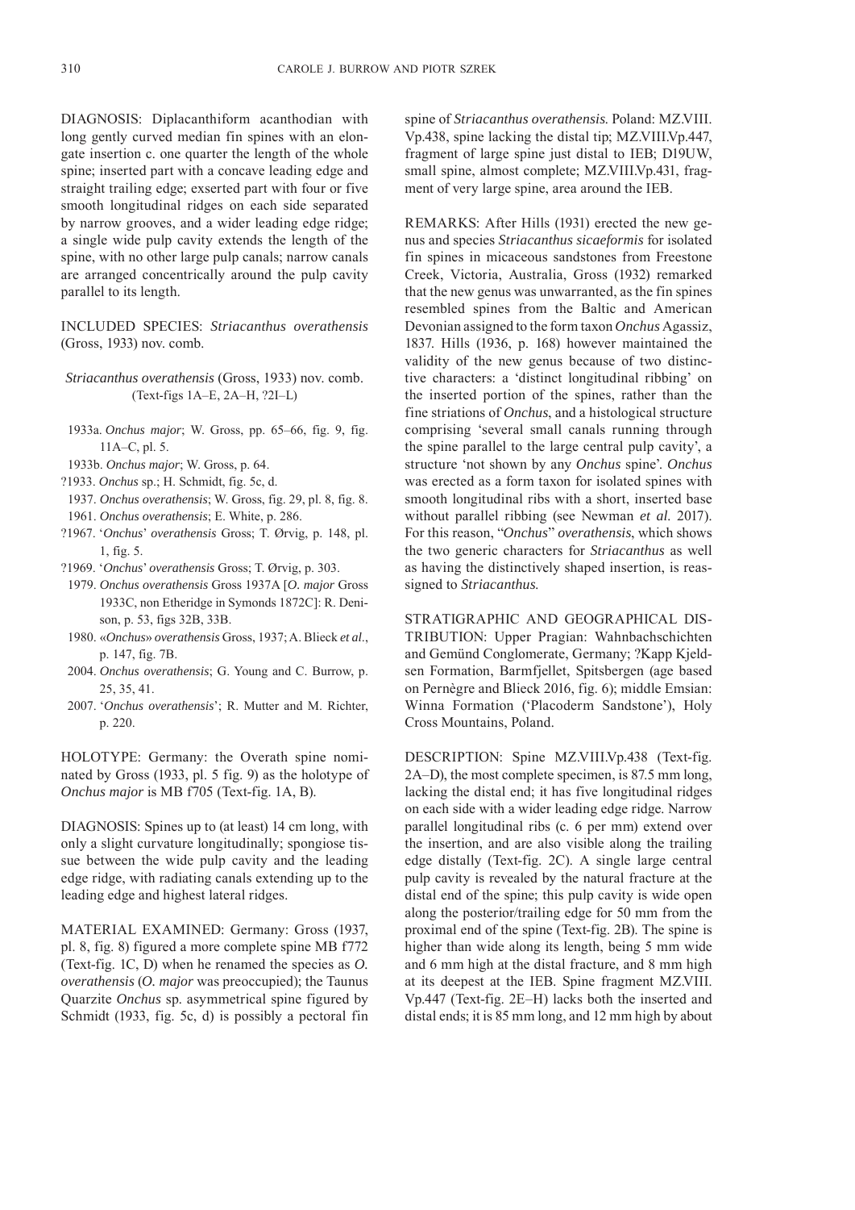DIAGNOSIS: Diplacanthiform acanthodian with long gently curved median fin spines with an elongate insertion c. one quarter the length of the whole spine; inserted part with a concave leading edge and straight trailing edge; exserted part with four or five smooth longitudinal ridges on each side separated by narrow grooves, and a wider leading edge ridge; a single wide pulp cavity extends the length of the spine, with no other large pulp canals; narrow canals are arranged concentrically around the pulp cavity parallel to its length.

INCLUDED SPECIES: *Striacanthus overathensis* (Gross, 1933) nov. comb.

### *Striacanthus overathensis* (Gross, 1933) nov. comb.
(Text-figs 1A–E, 2A–H, ?2I–L)

- 1933a. *Onchus major*; W. Gross, pp. 65–66, fig. 9, fig. 11A–C, pl. 5.
- 1933b. *Onchus major*; W. Gross, p. 64.
- ?1933. *Onchus* sp.; H. Schmidt, fig. 5c, d.
- 1937. *Onchus overathensis*; W. Gross, fig. 29, pl. 8, fig. 8.
- 1961. *Onchus overathensis*; E. White, p. 286.
- ?1967. '*Onchus*' *overathensis* Gross; T. Ørvig, p. 148, pl. 1, fig. 5.
- ?1969. '*Onchus*' *overathensis* Gross; T. Ørvig, p. 303.
- 1979. *Onchus overathensis* Gross 1937A [*O. major* Gross 1933C, non Etheridge in Symonds 1872C]: R. Denison, p. 53, figs 32B, 33B.
- 1980. «*Onchus*» *overathensis* Gross, 1937; A. Blieck *et al*., p. 147, fig. 7B.
- 2004. *Onchus overathensis*; G. Young and C. Burrow, p. 25, 35, 41.
- 2007. '*Onchus overathensis*'; R. Mutter and M. Richter, p. 220.

HOLOTYPE: Germany: the Overath spine nominated by Gross (1933, pl. 5 fig. 9) as the holotype of *Onchus major* is MB f705 (Text-fig. 1A, B).

DIAGNOSIS: Spines up to (at least) 14 cm long, with only a slight curvature longitudinally; spongiose tissue between the wide pulp cavity and the leading edge ridge, with radiating canals extending up to the leading edge and highest lateral ridges.

MATERIAL EXAMINED: Germany: Gross (1937, pl. 8, fig. 8) figured a more complete spine MB f772 (Text-fig. 1C, D) when he renamed the species as *O. overathensis* (*O. major* was preoccupied); the Taunus Quarzite *Onchus* sp. asymmetrical spine figured by Schmidt (1933, fig. 5c, d) is possibly a pectoral fin spine of *Striacanthus overathensis.* Poland: MZ.VIII.Vp.438, spine lacking the distal tip; MZ.VIII.Vp.447, fragment of large spine just distal to IEB; D19UW, small spine, almost complete; MZ.VIII.Vp.431, fragment of very large spine, area around the IEB.

REMARKS: After Hills (1931) erected the new genus and species *Striacanthus sicaeformis* for isolated fin spines in micaceous sandstones from Freestone Creek, Victoria, Australia, Gross (1932) remarked that the new genus was unwarranted, as the fin spines resembled spines from the Baltic and American Devonian assigned to the form taxon *Onchus* Agassiz, 1837. Hills (1936, p. 168) however maintained the validity of the new genus because of two distinctive characters: a 'distinct longitudinal ribbing' on the inserted portion of the spines, rather than the fine striations of *Onchus*, and a histological structure comprising 'several small canals running through the spine parallel to the large central pulp cavity', a structure 'not shown by any *Onchus* spine'. *Onchus* was erected as a form taxon for isolated spines with smooth longitudinal ribs with a short, inserted base without parallel ribbing (see Newman *et al.* 2017). For this reason, "*Onchus*" *overathensis*, which shows the two generic characters for *Striacanthus* as well as having the distinctively shaped insertion, is reassigned to *Striacanthus.*

STRATIGRAPHIC AND GEOGRAPHICAL DISTRIBUTION: Upper Pragian: Wahnbachschichten and Gemünd Conglomerate, Germany; ?Kapp Kjeldsen Formation, Barmfjellet, Spitsbergen (age based on Pernègre and Blieck 2016, fig. 6); middle Emsian: Winna Formation ('Placoderm Sandstone'), Holy Cross Mountains, Poland.

DESCRIPTION: Spine MZ.VIII.Vp.438 (Text-fig. 2A–D), the most complete specimen, is 87.5 mm long, lacking the distal end; it has five longitudinal ridges on each side with a wider leading edge ridge. Narrow parallel longitudinal ribs (c. 6 per mm) extend over the insertion, and are also visible along the trailing edge distally (Text-fig. 2C). A single large central pulp cavity is revealed by the natural fracture at the distal end of the spine; this pulp cavity is wide open along the posterior/trailing edge for 50 mm from the proximal end of the spine (Text-fig. 2B). The spine is higher than wide along its length, being 5 mm wide and 6 mm high at the distal fracture, and 8 mm high at its deepest at the IEB. Spine fragment MZ.VIII.Vp.447 (Text-fig. 2E–H) lacks both the inserted and distal ends; it is 85 mm long, and 12 mm high by about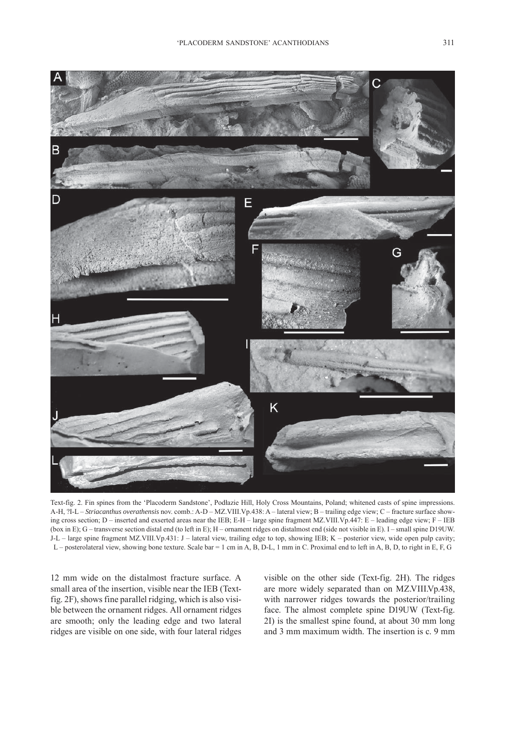Text-fig. 2. Fin spines from the 'Placoderm Sandstone', Podłazie Hill, Holy Cross Mountains, Poland; whitened casts of spine impressions. A-H, ?I-L – *Striacanthus overathensis* nov. comb.: A-D – MZ.VIII.Vp.438: A – lateral view; B – trailing edge view; C – fracture surface showing cross section; D – inserted and exserted areas near the IEB; E-H – large spine fragment MZ.VIII.Vp.447: E – leading edge view; F – IEB (box in E); G – transverse section distal end (to left in E); H – ornament ridges on distalmost end (side not visible in E). I – small spine D19UW. J-L – large spine fragment MZ.VIII.Vp.431: J – lateral view, trailing edge to top, showing IEB; K – posterior view, wide open pulp cavity; L – posterolateral view, showing bone texture. Scale bar = 1 cm in A, B, D-L, 1 mm in C. Proximal end to left in A, B, D, to right in E, F, G

12 mm wide on the distalmost fracture surface. A small area of the insertion, visible near the IEB (Text-fig. 2F), shows fine parallel ridging, which is also visible between the ornament ridges. All ornament ridges are smooth; only the leading edge and two lateral ridges are visible on one side, with four lateral ridges visible on the other side (Text-fig. 2H). The ridges are more widely separated than on MZ.VIII.Vp.438, with narrower ridges towards the posterior/trailing face. The almost complete spine D19UW (Text-fig. 2I) is the smallest spine found, at about 30 mm long and 3 mm maximum width. The insertion is c. 9 mm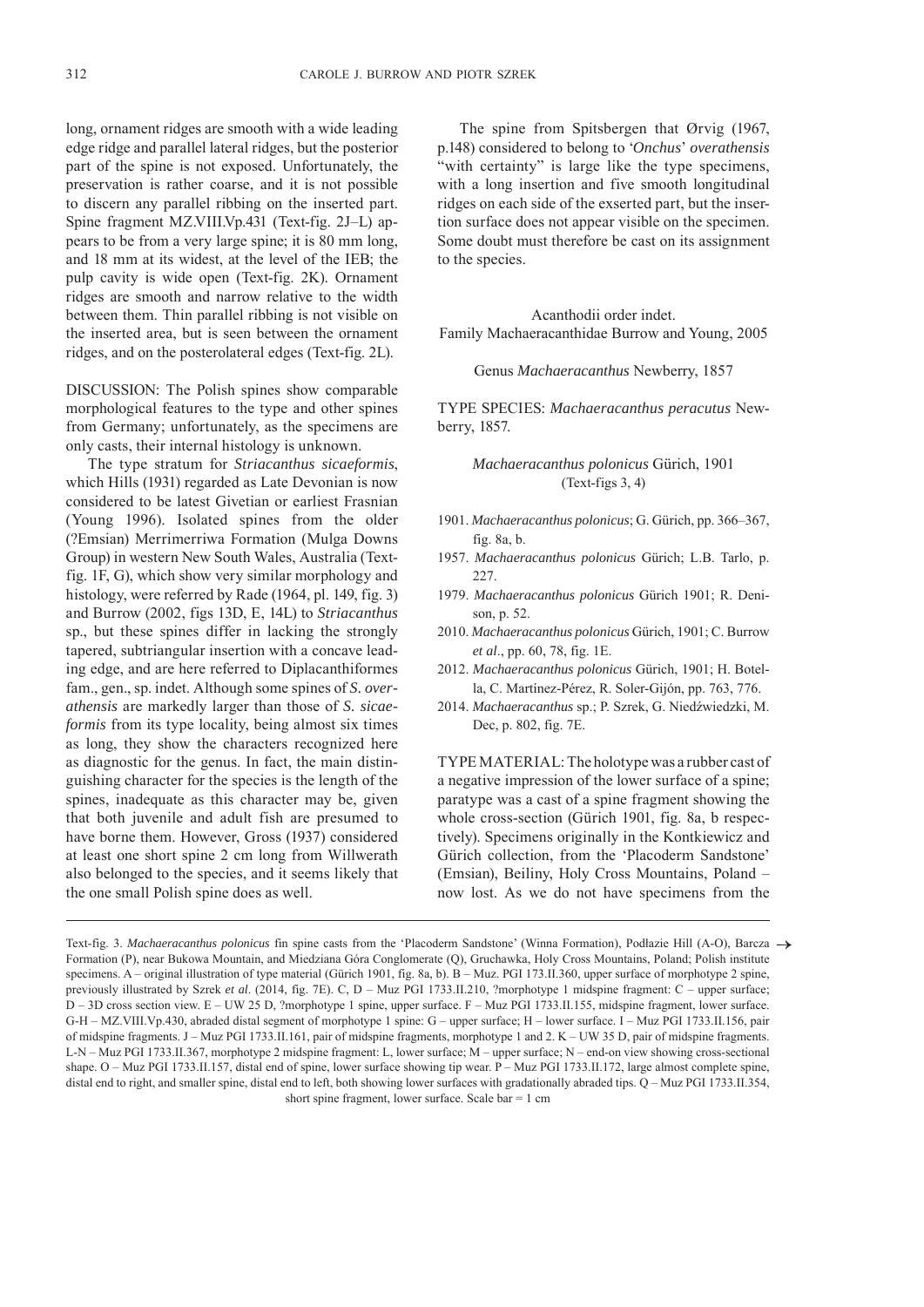long, ornament ridges are smooth with a wide leading edge ridge and parallel lateral ridges, but the posterior part of the spine is not exposed. Unfortunately, the preservation is rather coarse, and it is not possible to discern any parallel ribbing on the inserted part. Spine fragment MZ.VIII.Vp.431 (Text-fig. 2J–L) appears to be from a very large spine; it is 80 mm long, and 18 mm at its widest, at the level of the IEB; the pulp cavity is wide open (Text-fig. 2K). Ornament ridges are smooth and narrow relative to the width between them. Thin parallel ribbing is not visible on the inserted area, but is seen between the ornament ridges, and on the posterolateral edges (Text-fig. 2L).

DISCUSSION: The Polish spines show comparable morphological features to the type and other spines from Germany; unfortunately, as the specimens are only casts, their internal histology is unknown.

The type stratum for *Striacanthus sicaeformis*, which Hills (1931) regarded as Late Devonian is now considered to be latest Givetian or earliest Frasnian (Young 1996). Isolated spines from the older (?Emsian) Merrimerriwa Formation (Mulga Downs Group) in western New South Wales, Australia (Text-fig. 1F, G), which show very similar morphology and histology, were referred by Rade (1964, pl. 149, fig. 3) and Burrow (2002, figs 13D, E, 14L) to *Striacanthus* sp., but these spines differ in lacking the strongly tapered, subtriangular insertion with a concave leading edge, and are here referred to Diplacanthiformes fam., gen., sp. indet. Although some spines of *S. overathensis* are markedly larger than those of *S. sicaeformis* from its type locality, being almost six times as long, they show the characters recognized here as diagnostic for the genus. In fact, the main distinguishing character for the species is the length of the spines, inadequate as this character may be, given that both juvenile and adult fish are presumed to have borne them. However, Gross (1937) considered at least one short spine 2 cm long from Willwerath also belonged to the species, and it seems likely that the one small Polish spine does as well.

The spine from Spitsbergen that Ørvig (1967, p.148) considered to belong to '*Onchus*' *overathensis* "with certainty" is large like the type specimens, with a long insertion and five smooth longitudinal ridges on each side of the exserted part, but the insertion surface does not appear visible on the specimen. Some doubt must therefore be cast on its assignment to the species.

Acanthodii order indet.
Family Machaeracanthidae Burrow and Young, 2005

Genus *Machaeracanthus* Newberry, 1857

TYPE SPECIES: *Machaeracanthus peracutus* Newberry, 1857.

*Machaeracanthus polonicus* Gürich, 1901
(Text-figs 3, 4)

- 1901. *Machaeracanthus polonicus*; G. Gürich, pp. 366–367, fig. 8a, b.
- 1957. *Machaeracanthus polonicus* Gürich; L.B. Tarlo, p. 227.
- 1979. *Machaeracanthus polonicus* Gürich 1901; R. Denison, p. 52.
- 2010. *Machaeracanthus polonicus* Gürich, 1901; C. Burrow *et al*., pp. 60, 78, fig. 1E.
- 2012. *Machaeracanthus polonicus* Gürich, 1901; H. Botella, C. Martínez-Pérez, R. Soler-Gijón, pp. 763, 776.
- 2014. *Machaeracanthus* sp.; P. Szrek, G. Niedźwiedzki, M. Dec, p. 802, fig. 7E.

TYPE MATERIAL: The holotype was a rubber cast of a negative impression of the lower surface of a spine; paratype was a cast of a spine fragment showing the whole cross-section (Gürich 1901, fig. 8a, b respectively). Specimens originally in the Kontkiewicz and Gürich collection, from the 'Placoderm Sandstone' (Emsian), Beiliny, Holy Cross Mountains, Poland – now lost. As we do not have specimens from the

Text-fig. 3. *Machaeracanthus polonicus* fin spine casts from the 'Placoderm Sandstone' (Winna Formation), Podłazie Hill (A-O), Barcza Formation (P), near Bukowa Mountain, and Miedziana Góra Conglomerate (Q), Gruchawka, Holy Cross Mountains, Poland; Polish institute specimens. A – original illustration of type material (Gürich 1901, fig. 8a, b). B – Muz. PGI 173.II.360, upper surface of morphotype 2 spine, previously illustrated by Szrek *et al*. (2014, fig. 7E). C, D – Muz PGI 1733.II.210, ?morphotype 1 midspine fragment: C – upper surface; D – 3D cross section view. E – UW 25 D, ?morphotype 1 spine, upper surface. F – Muz PGI 1733.II.155, midspine fragment, lower surface. G-H – MZ.VIII.Vp.430, abraded distal segment of morphotype 1 spine: G – upper surface; H – lower surface. I – Muz PGI 1733.II.156, pair of midspine fragments. J – Muz PGI 1733.II.161, pair of midspine fragments, morphotype 1 and 2. K – UW 35 D, pair of midspine fragments. L-N – Muz PGI 1733.II.367, morphotype 2 midspine fragment: L, lower surface; M – upper surface; N – end-on view showing cross-sectional shape. O – Muz PGI 1733.II.157, distal end of spine, lower surface showing tip wear. P – Muz PGI 1733.II.172, large almost complete spine, distal end to right, and smaller spine, distal end to left, both showing lower surfaces with gradationally abraded tips. Q – Muz PGI 1733.II.354, short spine fragment, lower surface. Scale bar = 1 cm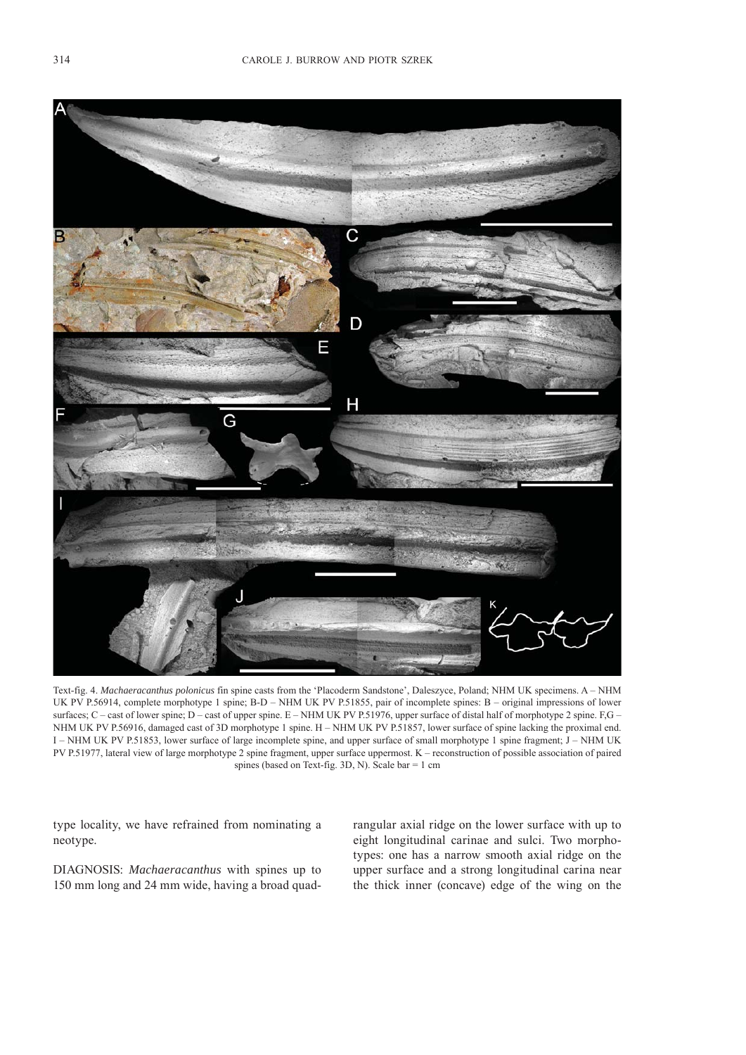Text-fig. 4. *Machaeracanthus polonicus* fin spine casts from the 'Placoderm Sandstone', Daleszyce, Poland; NHM UK specimens. A – NHM UK PV P.56914, complete morphotype 1 spine; B-D – NHM UK PV P.51855, pair of incomplete spines: B – original impressions of lower surfaces; C – cast of lower spine; D – cast of upper spine. E – NHM UK PV P.51976, upper surface of distal half of morphotype 2 spine. F,G – NHM UK PV P.56916, damaged cast of 3D morphotype 1 spine. H – NHM UK PV P.51857, lower surface of spine lacking the proximal end. I – NHM UK PV P.51853, lower surface of large incomplete spine, and upper surface of small morphotype 1 spine fragment; J – NHM UK PV P.51977, lateral view of large morphotype 2 spine fragment, upper surface uppermost. K – reconstruction of possible association of paired spines (based on Text-fig. 3D, N). Scale bar = 1 cm

type locality, we have refrained from nominating a neotype.

DIAGNOSIS: *Machaeracanthus* with spines up to 150 mm long and 24 mm wide, having a broad quadrangular axial ridge on the lower surface with up to eight longitudinal carinae and sulci. Two morphotypes: one has a narrow smooth axial ridge on the upper surface and a strong longitudinal carina near the thick inner (concave) edge of the wing on the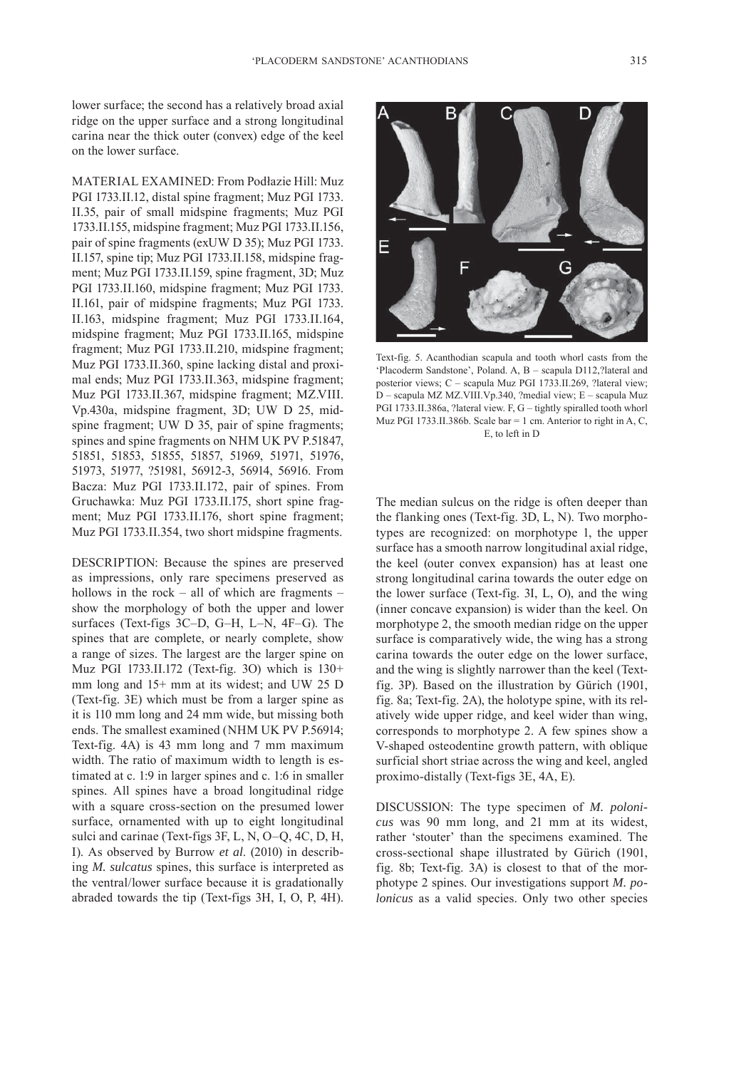lower surface; the second has a relatively broad axial ridge on the upper surface and a strong longitudinal carina near the thick outer (convex) edge of the keel on the lower surface.

MATERIAL EXAMINED: From Podłazie Hill: Muz PGI 1733.II.12, distal spine fragment; Muz PGI 1733. II.35, pair of small midspine fragments; Muz PGI 1733.II.155, midspine fragment; Muz PGI 1733.II.156, pair of spine fragments (exUW D 35); Muz PGI 1733. II.157, spine tip; Muz PGI 1733.II.158, midspine fragment; Muz PGI 1733.II.159, spine fragment, 3D; Muz PGI 1733.II.160, midspine fragment; Muz PGI 1733. II.161, pair of midspine fragments; Muz PGI 1733. II.163, midspine fragment; Muz PGI 1733.II.164, midspine fragment; Muz PGI 1733.II.165, midspine fragment; Muz PGI 1733.II.210, midspine fragment; Muz PGI 1733.II.360, spine lacking distal and proximal ends; Muz PGI 1733.II.363, midspine fragment; Muz PGI 1733.II.367, midspine fragment; MZ.VIII. Vp.430a, midspine fragment, 3D; UW D 25, midspine fragment; UW D 35, pair of spine fragments; spines and spine fragments on NHM UK PV P.51847, 51851, 51853, 51855, 51857, 51969, 51971, 51976, 51973, 51977, ?51981, 56912-3, 56914, 56916. From Bacza: Muz PGI 1733.II.172, pair of spines. From Gruchawka: Muz PGI 1733.II.175, short spine fragment; Muz PGI 1733.II.176, short spine fragment; Muz PGI 1733.II.354, two short midspine fragments.

DESCRIPTION: Because the spines are preserved as impressions, only rare specimens preserved as hollows in the rock – all of which are fragments – show the morphology of both the upper and lower surfaces (Text-figs 3C–D, G–H, L–N, 4F–G). The spines that are complete, or nearly complete, show a range of sizes. The largest are the larger spine on Muz PGI 1733.II.172 (Text-fig. 3O) which is 130+ mm long and 15+ mm at its widest; and UW 25 D (Text-fig. 3E) which must be from a larger spine as it is 110 mm long and 24 mm wide, but missing both ends. The smallest examined (NHM UK PV P.56914; Text-fig. 4A) is 43 mm long and 7 mm maximum width. The ratio of maximum width to length is estimated at c. 1:9 in larger spines and c. 1:6 in smaller spines. All spines have a broad longitudinal ridge with a square cross-section on the presumed lower surface, ornamented with up to eight longitudinal sulci and carinae (Text-figs 3F, L, N, O–Q, 4C, D, H, I). As observed by Burrow *et al.* (2010) in describing *M. sulcatus* spines, this surface is interpreted as the ventral/lower surface because it is gradationally abraded towards the tip (Text-figs 3H, I, O, P, 4H).

Text-fig. 5. Acanthodian scapula and tooth whorl casts from the 'Placoderm Sandstone', Poland. A, B – scapula D112,?lateral and posterior views; C – scapula Muz PGI 1733.II.269, ?lateral view; D – scapula MZ MZ.VIII.Vp.340, ?medial view; E – scapula Muz PGI 1733.II.386a, ?lateral view. F, G – tightly spiralled tooth whorl Muz PGI 1733.II.386b. Scale bar = 1 cm. Anterior to right in A, C, E, to left in D

The median sulcus on the ridge is often deeper than the flanking ones (Text-fig. 3D, L, N). Two morphotypes are recognized: on morphotype 1, the upper surface has a smooth narrow longitudinal axial ridge, the keel (outer convex expansion) has at least one strong longitudinal carina towards the outer edge on the lower surface (Text-fig. 3I, L, O), and the wing (inner concave expansion) is wider than the keel. On morphotype 2, the smooth median ridge on the upper surface is comparatively wide, the wing has a strong carina towards the outer edge on the lower surface, and the wing is slightly narrower than the keel (Text-fig. 3P). Based on the illustration by Gürich (1901, fig. 8a; Text-fig. 2A), the holotype spine, with its relatively wide upper ridge, and keel wider than wing, corresponds to morphotype 2. A few spines show a V-shaped osteodentine growth pattern, with oblique surficial short striae across the wing and keel, angled proximo-distally (Text-figs 3E, 4A, E).

DISCUSSION: The type specimen of *M. polonicus* was 90 mm long, and 21 mm at its widest, rather 'stouter' than the specimens examined. The cross-sectional shape illustrated by Gürich (1901, fig. 8b; Text-fig. 3A) is closest to that of the morphotype 2 spines. Our investigations support *M. polonicus* as a valid species. Only two other species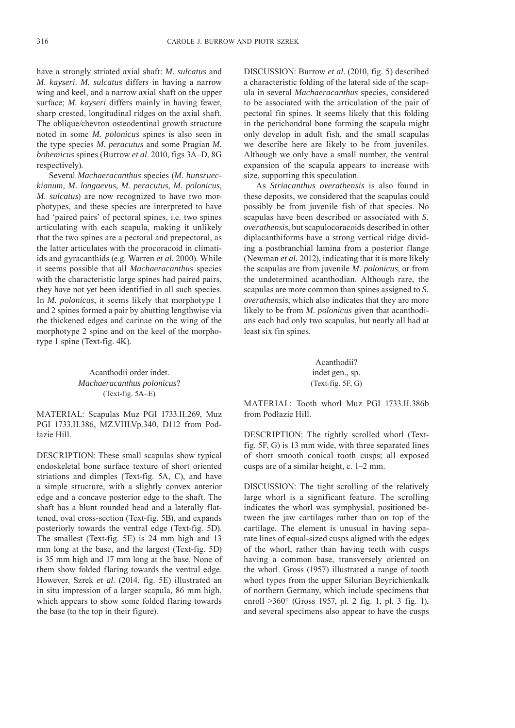have a strongly striated axial shaft: *M. sulcatus* and *M. kayseri*. *M. sulcatus* differs in having a narrow wing and keel, and a narrow axial shaft on the upper surface; *M. kayseri* differs mainly in having fewer, sharp crested, longitudinal ridges on the axial shaft. The oblique/chevron osteodentinal growth structure noted in some *M. polonicus* spines is also seen in the type species *M. peracutus* and some Pragian *M. bohemicus* spines (Burrow *et al*. 2010, figs 3A–D, 8G respectively).

Several *Machaeracanthus* species (*M. hunsrueckianum*, *M. longaevus*, *M. peracutus*, *M. polonicus*, *M. sulcatus*) are now recognized to have two morphotypes, and these species are interpreted to have had 'paired pairs' of pectoral spines, i.e. two spines articulating with each scapula, making it unlikely that the two spines are a pectoral and prepectoral, as the latter articulates with the procoracoid in climatiids and gyracanthids (e.g. Warren *et al.* 2000). While it seems possible that all *Machaeracanthus* species with the characteristic large spines had paired pairs, they have not yet been identified in all such species. In *M. polonicus*, it seems likely that morphotype 1 and 2 spines formed a pair by abutting lengthwise via the thickened edges and carinae on the wing of the morphotype 2 spine and on the keel of the morphotype 1 spine (Text-fig. 4K).

Acanthodii order indet.
*Machaeracanthus polonicus*?
(Text-fig. 5A–E)

MATERIAL: Scapulas Muz PGI 1733.II.269, Muz PGI 1733.II.386, MZ.VIII.Vp.340, Dl12 from Podłazie Hill.

DESCRIPTION: These small scapulas show typical endoskeletal bone surface texture of short oriented striations and dimples (Text-fig. 5A, C), and have a simple structure, with a slightly convex anterior edge and a concave posterior edge to the shaft. The shaft has a blunt rounded head and a laterally flattened, oval cross-section (Text-fig. 5B), and expands posteriorly towards the ventral edge (Text-fig. 5D). The smallest (Text-fig. 5E) is 24 mm high and 13 mm long at the base, and the largest (Text-fig. 5D) is 35 mm high and 17 mm long at the base. None of them show folded flaring towards the ventral edge. However, Szrek *et al*. (2014, fig. 5E) illustrated an in situ impression of a larger scapula, 86 mm high, which appears to show some folded flaring towards the base (to the top in their figure).

DISCUSSION: Burrow *et al*. (2010, fig. 5) described a characteristic folding of the lateral side of the scapula in several *Machaeracanthus* species, considered to be associated with the articulation of the pair of pectoral fin spines. It seems likely that this folding in the perichondral bone forming the scapula might only develop in adult fish, and the small scapulas we describe here are likely to be from juveniles. Although we only have a small number, the ventral expansion of the scapula appears to increase with size, supporting this speculation.

As *Striacanthus overathensis* is also found in these deposits, we considered that the scapulas could possibly be from juvenile fish of that species. No scapulas have been described or associated with *S. overathensis*, but scapulocoracoids described in other diplacanthiforms have a strong vertical ridge dividing a postbranchial lamina from a posterior flange (Newman *et al.* 2012), indicating that it is more likely the scapulas are from juvenile *M. polonicus*, or from the undetermined acanthodian. Although rare, the scapulas are more common than spines assigned to *S. overathensis*, which also indicates that they are more likely to be from *M. polonicus* given that acanthodians each had only two scapulas, but nearly all had at least six fin spines.

Acanthodii?
indet gen., sp.
(Text-fig. 5F, G)

MATERIAL: Tooth whorl Muz PGI 1733.II.386b from Podłazie Hill.

DESCRIPTION: The tightly scrolled whorl (Text-fig. 5F, G) is 13 mm wide, with three separated lines of short smooth conical tooth cusps; all exposed cusps are of a similar height, c. 1–2 mm.

DISCUSSION: The tight scrolling of the relatively large whorl is a significant feature. The scrolling indicates the whorl was symphysial, positioned between the jaw cartilages rather than on top of the cartilage. The element is unusual in having separate lines of equal-sized cusps aligned with the edges of the whorl, rather than having teeth with cusps having a common base, transversely oriented on the whorl. Gross (1957) illustrated a range of tooth whorl types from the upper Silurian Beyrichienkalk of northern Germany, which include specimens that enroll >360° (Gross 1957, pl. 2 fig. 1, pl. 3 fig. 1), and several specimens also appear to have the cusps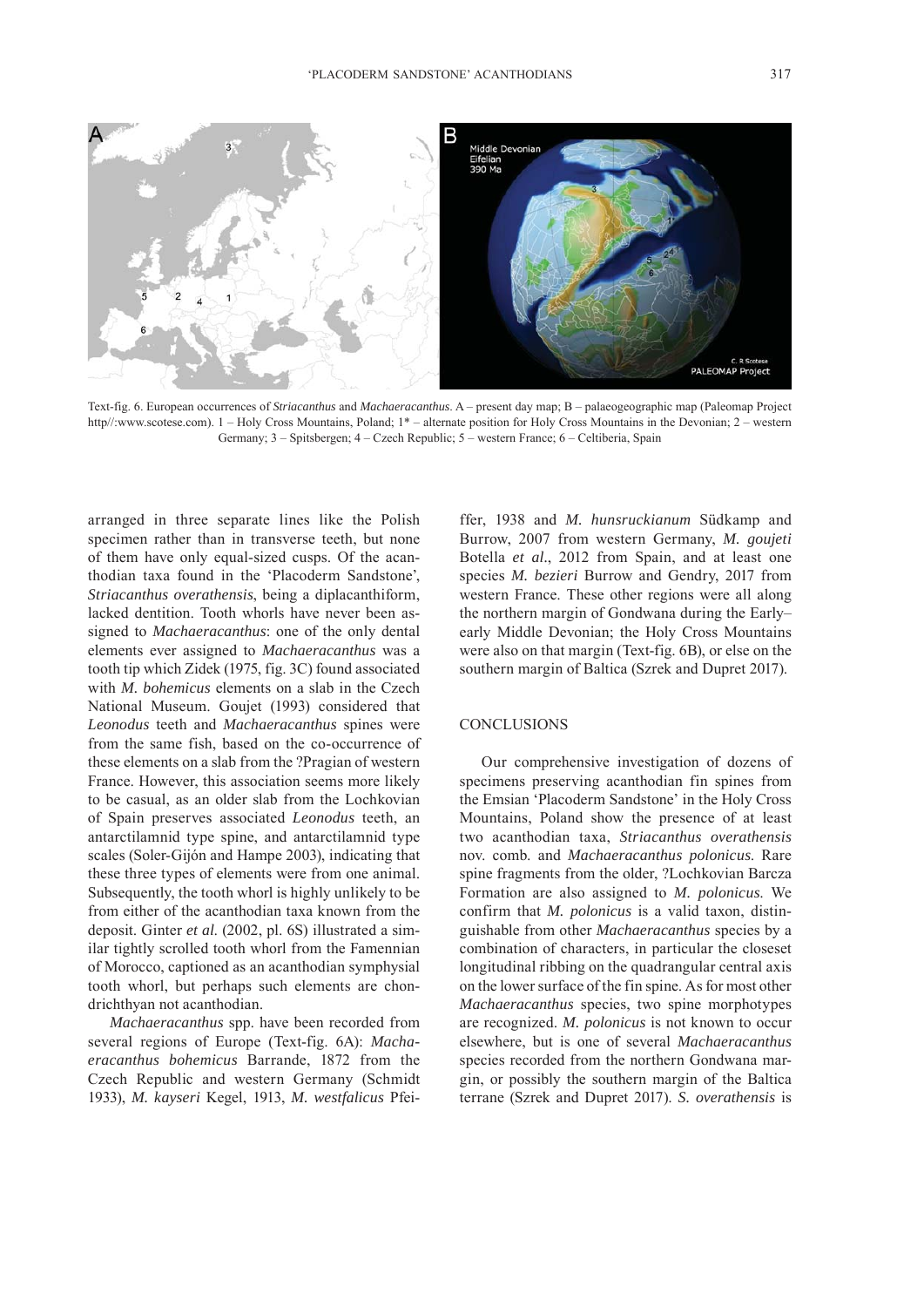Text-fig. 6. European occurrences of *Striacanthus* and *Machaeracanthus*. A – present day map; B – palaeogeographic map (Paleomap Project http//:www.scotese.com). 1 – Holy Cross Mountains, Poland; 1* – alternate position for Holy Cross Mountains in the Devonian; 2 – western Germany; 3 – Spitsbergen; 4 – Czech Republic; 5 – western France; 6 – Celtiberia, Spain

arranged in three separate lines like the Polish specimen rather than in transverse teeth, but none of them have only equal-sized cusps. Of the acanthodian taxa found in the 'Placoderm Sandstone', *Striacanthus overathensis*, being a diplacanthiform, lacked dentition. Tooth whorls have never been assigned to *Machaeracanthus*: one of the only dental elements ever assigned to *Machaeracanthus* was a tooth tip which Zidek (1975, fig. 3C) found associated with *M. bohemicus* elements on a slab in the Czech National Museum. Goujet (1993) considered that *Leonodus* teeth and *Machaeracanthus* spines were from the same fish, based on the co-occurrence of these elements on a slab from the ?Pragian of western France. However, this association seems more likely to be casual, as an older slab from the Lochkovian of Spain preserves associated *Leonodus* teeth, an antarctilamnid type spine, and antarctilamnid type scales (Soler-Gijón and Hampe 2003), indicating that these three types of elements were from one animal. Subsequently, the tooth whorl is highly unlikely to be from either of the acanthodian taxa known from the deposit. Ginter *et al.* (2002, pl. 6S) illustrated a similar tightly scrolled tooth whorl from the Famennian of Morocco, captioned as an acanthodian symphysial tooth whorl, but perhaps such elements are chondrichthyan not acanthodian.

*Machaeracanthus* spp. have been recorded from several regions of Europe (Text-fig. 6A): *Machaeracanthus bohemicus* Barrande, 1872 from the Czech Republic and western Germany (Schmidt 1933), *M. kayseri* Kegel, 1913, *M. westfalicus* Pfeiffer, 1938 and *M. hunsruckianum* Südkamp and Burrow, 2007 from western Germany, *M. goujeti* Botella *et al*., 2012 from Spain, and at least one species *M. bezieri* Burrow and Gendry, 2017 from western France. These other regions were all along the northern margin of Gondwana during the Early–early Middle Devonian; the Holy Cross Mountains were also on that margin (Text-fig. 6B), or else on the southern margin of Baltica (Szrek and Dupret 2017).

## CONCLUSIONS

Our comprehensive investigation of dozens of specimens preserving acanthodian fin spines from the Emsian 'Placoderm Sandstone' in the Holy Cross Mountains, Poland show the presence of at least two acanthodian taxa, *Striacanthus overathensis* nov. comb. and *Machaeracanthus polonicus*. Rare spine fragments from the older, ?Lochkovian Barcza Formation are also assigned to *M. polonicus*. We confirm that *M. polonicus* is a valid taxon, distinguishable from other *Machaeracanthus* species by a combination of characters, in particular the closeset longitudinal ribbing on the quadrangular central axis on the lower surface of the fin spine. As for most other *Machaeracanthus* species, two spine morphotypes are recognized. *M. polonicus* is not known to occur elsewhere, but is one of several *Machaeracanthus* species recorded from the northern Gondwana margin, or possibly the southern margin of the Baltica terrane (Szrek and Dupret 2017). *S. overathensis* is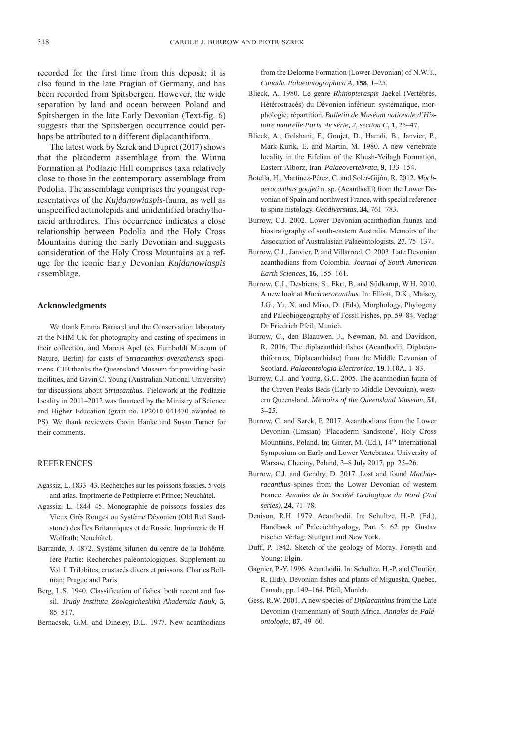recorded for the first time from this deposit; it is also found in the late Pragian of Germany, and has been recorded from Spitsbergen. However, the wide separation by land and ocean between Poland and Spitsbergen in the late Early Devonian (Text-fig. 6) suggests that the Spitsbergen occurrence could perhaps be attributed to a different diplacanthiform.

The latest work by Szrek and Dupret (2017) shows that the placoderm assemblage from the Winna Formation at Podłazie Hill comprises taxa relatively close to those in the contemporary assemblage from Podolia. The assemblage comprises the youngest representatives of the *Kujdanowiaspis*-fauna, as well as unspecified actinolepids and unidentified brachythoracid arthrodires. This occurrence indicates a close relationship between Podolia and the Holy Cross Mountains during the Early Devonian and suggests consideration of the Holy Cross Mountains as a refuge for the iconic Early Devonian *Kujdanowiaspis* assemblage.

## Acknowledgments

We thank Emma Barnard and the Conservation laboratory at the NHM UK for photography and casting of specimens in their collection, and Marcus Apel (ex Humboldt Museum of Nature, Berlin) for casts of *Striacanthus overathensis* specimens. CJB thanks the Queensland Museum for providing basic facilities, and Gavin C. Young (Australian National University) for discussions about *Striacanthus*. Fieldwork at the Podłazie locality in 2011–2012 was financed by the Ministry of Science and Higher Education (grant no. IP2010 041470 awarded to PS). We thank reviewers Gavin Hanke and Susan Turner for their comments.

## REFERENCES

Agassiz, L. 1833–43. Recherches sur les poissons fossiles. 5 vols and atlas. Imprimerie de Petitpierre et Prince; Neuchâtel.

Agassiz, L. 1844–45. Monographie de poissons fossiles des Vieux Grès Rouges ou Système Dévonien (Old Red Sandstone) des Îles Britanniques et de Russie. Imprimerie de H. Wolfrath; Neuchâtel.

Barrande, J. 1872. Systême silurien du centre de la Bohême. Ière Partie: Recherches paléontologiques. Supplement au Vol. I. Trilobites, crustacés divers et poissons. Charles Bellman; Prague and Paris.

Berg, L.S. 1940. Classification of fishes, both recent and fossil. *Trudy Instituta Zoologicheskikh Akademiia Nauk*, **5**, 85–517.

Bernacsek, G.M. and Dineley, D.L. 1977. New acanthodians from the Delorme Formation (Lower Devonian) of N.W.T., *Canada. Palaeontographica A*, **158**, 1–25.

Blieck, A. 1980. Le genre *Rhinopteraspis* Jaekel (Vertébrés, Hétérostracés) du Dévonien inférieur: systématique, morphologie, répartition. *Bulletin de Muséum nationale d'Histoire naturelle Paris, 4e série, 2, section C*, **1**, 25–47.

Blieck, A., Golshani, F., Goujet, D., Hamdi, B., Janvier, P., Mark-Kurik, E. and Martin, M. 1980. A new vertebrate locality in the Eifelian of the Khush-Yeilagh Formation, Eastern Alborz, Iran. *Palaeovertebrata*, **9**, 133–154.

Botella, H., Martínez-Pérez, C. and Soler-Gijón, R. 2012. *Machaeracanthus goujeti* n. sp. (Acanthodii) from the Lower Devonian of Spain and northwest France, with special reference to spine histology. *Geodiversitas*, **34**, 761–783.

Burrow, C.J. 2002. Lower Devonian acanthodian faunas and biostratigraphy of south-eastern Australia. Memoirs of the Association of Australasian Palaeontologists, **27**, 75–137.

Burrow, C.J., Janvier, P. and Villarroel, C. 2003. Late Devonian acanthodians from Colombia. *Journal of South American Earth Sciences*, **16**, 155–161.

Burrow, C.J., Desbiens, S., Ekrt, B. and Südkamp, W.H. 2010. A new look at *Machaeracanthus*. In: Elliott, D.K., Maisey, J.G., Yu, X. and Miao, D. (Eds), Morphology, Phylogeny and Paleobiogeography of Fossil Fishes, pp. 59–84. Verlag Dr Friedrich Pfeil; Munich.

Burrow, C., den Blaauwen, J., Newman, M. and Davidson, R. 2016. The diplacanthid fishes (Acanthodii, Diplacanthiformes, Diplacanthidae) from the Middle Devonian of Scotland. *Palaeontologia Electronica*, **19**.1.10A, 1–83.

Burrow, C.J. and Young, G.C. 2005. The acanthodian fauna of the Craven Peaks Beds (Early to Middle Devonian), western Queensland. *Memoirs of the Queensland Museum*, **51**, 3–25.

Burrow, C. and Szrek, P. 2017. Acanthodians from the Lower Devonian (Emsian) 'Placoderm Sandstone', Holy Cross Mountains, Poland. In: Ginter, M. (Ed.), 14th International Symposium on Early and Lower Vertebrates. University of Warsaw, Checiny, Poland, 3–8 July 2017, pp. 25–26.

Burrow, C.J. and Gendry, D. 2017. Lost and found *Machaeracanthus* spines from the Lower Devonian of western France. *Annales de la Société Geologique du Nord (2nd series)*, **24**, 71–78.

Denison, R.H. 1979. Acanthodii. In: Schultze, H.-P. (Ed.), Handbook of Paleoichthyology, Part 5. 62 pp. Gustav Fischer Verlag; Stuttgart and New York.

Duff, P. 1842. Sketch of the geology of Moray. Forsyth and Young; Elgin.

Gagnier, P.-Y. 1996. Acanthodii. In: Schultze, H.-P. and Cloutier, R. (Eds), Devonian fishes and plants of Miguasha, Quebec, Canada, pp. 149–164. Pfeil; Munich.

Gess, R.W. 2001. A new species of *Diplacanthus* from the Late Devonian (Famennian) of South Africa. *Annales de Paléontologie*, **87**, 49–60.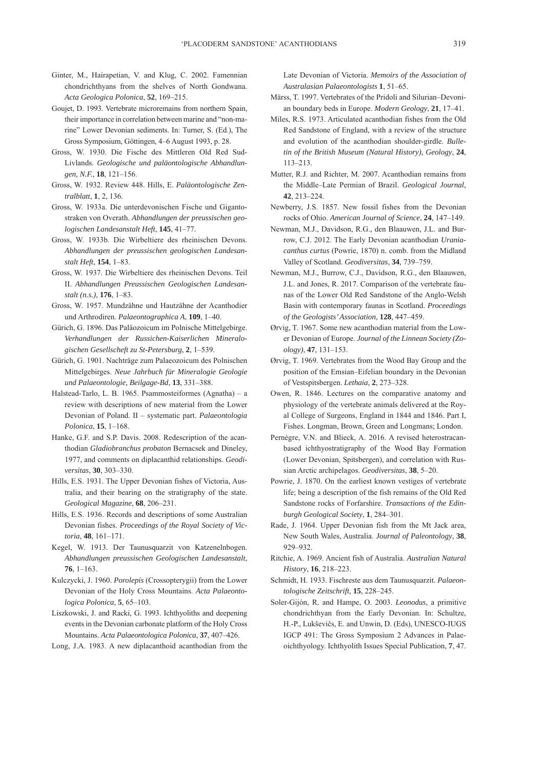Ginter, M., Hairapetian, V. and Klug, C. 2002. Famennian chondrichthyans from the shelves of North Gondwana. *Acta Geologica Polonica*, **52**, 169–215.

Goujet, D. 1993. Vertebrate microremains from northern Spain, their importance in correlation between marine and "non-marine" Lower Devonian sediments. In: Turner, S. (Ed.), The Gross Symposium, Göttingen, 4–6 August 1993, p. 28.

Gross, W. 1930. Die Fische des Mittleren Old Red Sud-Livlands. *Geologische und paläontologische Abhandlungen, N.F.*, **18**, 121–156.

Gross, W. 1932. Review 448. Hills, E. *Paläontologische Zentralblatt*, **1**, 2, 136.

Gross, W. 1933a. Die unterdevonischen Fische und Gigantostraken von Overath. *Abhandlungen der preussischen geologischen Landesanstalt Heft*, **145**, 41–77.

Gross, W. 1933b. Die Wirbeltiere des rheinischen Devons. *Abhandlungen der preussischen geologischen Landesanstalt Heft*, **154**, 1–83.

Gross, W. 1937. Die Wirbeltiere des rheinischen Devons. Teil II. *Abhandlungen Preussischen Geologischen Landesanstalt (n.s.)*, **176**, 1–83.

Gross, W. 1957. Mundzähne und Hautzähne der Acanthodier und Arthrodiren. *Palaeontographica A*, **109**, 1–40.

Gürich, G. 1896. Das Paläozoicum im Polnische Mittelgebirge. *Verhandlungen der Russichen-Kaiserlichen Mineralogischen Gesellscheft zu St-Petersburg*, **2**, 1–539.

Gürich, G. 1901. Nachträge zum Palaeozoicum des Polnischen Mittelgebirges. *Neue Jahrbuch für Mineralogie Geologie und Palaeontologie, Beilgage-Bd*, **13**, 331–388.

Halstead-Tarlo, L. B. 1965. Psammosteiformes (Agnatha) – a review with descriptions of new material from the Lower Devonian of Poland. II – systematic part. *Palaeontologia Polonica*, **15**, 1–168.

Hanke, G.F. and S.P. Davis. 2008. Redescription of the acanthodian *Gladiobranchus probaton* Bernacsek and Dineley, 1977, and comments on diplacanthid relationships. *Geodiversitas*, **30**, 303–330.

Hills, E.S. 1931. The Upper Devonian fishes of Victoria, Australia, and their bearing on the stratigraphy of the state. *Geological Magazine*, **68**, 206–231.

Hills, E.S. 1936. Records and descriptions of some Australian Devonian fishes. *Proceedings of the Royal Society of Victoria*, **48**, 161–171.

Kegel, W. 1913. Der Taunusquarzit von Katzenelnbogen. *Abhandlungen preussischen Geologischen Landesanstalt*, **76**, 1–163.

Kulczycki, J. 1960. *Porolepis* (Crossopterygii) from the Lower Devonian of the Holy Cross Mountains. *Acta Palaeontologica Polonica*, **5**, 65–103.

Liszkowski, J. and Racki, G. 1993. Ichthyoliths and deepening events in the Devonian carbonate platform of the Holy Cross Mountains. *Acta Palaeontologica Polonica*, **37**, 407–426.

Long, J.A. 1983. A new diplacanthoid acanthodian from the Late Devonian of Victoria. *Memoirs of the Association of Australasian Palaeontologists* **1**, 51–65.

Märss, T. 1997. Vertebrates of the Pridoli and Silurian–Devonian boundary beds in Europe. *Modern Geology*, **21**, 17–41.

Miles, R.S. 1973. Articulated acanthodian fishes from the Old Red Sandstone of England, with a review of the structure and evolution of the acanthodian shoulder-girdle. *Bulletin of the British Museum (Natural History), Geology*, **24**, 113–213.

Mutter, R.J. and Richter, M. 2007. Acanthodian remains from the Middle–Late Permian of Brazil. *Geological Journal*, **42**, 213–224.

Newberry, J.S. 1857. New fossil fishes from the Devonian rocks of Ohio. *American Journal of Science*, **24**, 147–149.

Newman, M.J., Davidson, R.G., den Blaauwen, J.L. and Burrow, C.J. 2012. The Early Devonian acanthodian *Uraniacanthus curtus* (Powrie, 1870) n. comb. from the Midland Valley of Scotland. *Geodiversitas*, **34**, 739–759.

Newman, M.J., Burrow, C.J., Davidson, R.G., den Blaauwen, J.L. and Jones, R. 2017. Comparison of the vertebrate faunas of the Lower Old Red Sandstone of the Anglo-Welsh Basin with contemporary faunas in Scotland. *Proceedings of the Geologists' Association*, **128**, 447–459.

Ørvig, T. 1967. Some new acanthodian material from the Lower Devonian of Europe. *Journal of the Linnean Society (Zoology)*, **47**, 131–153.

Ørvig, T. 1969. Vertebrates from the Wood Bay Group and the position of the Emsian–Eifelian boundary in the Devonian of Vestspitsbergen. *Lethaia*, **2**, 273–328.

Owen, R. 1846. Lectures on the comparative anatomy and physiology of the vertebrate animals delivered at the Royal College of Surgeons, England in 1844 and 1846. Part I, Fishes. Longman, Brown, Green and Longmans; London.

Pernègre, V.N. and Blieck, A. 2016. A revised heterostracan-based ichthyostratigraphy of the Wood Bay Formation (Lower Devonian, Spitsbergen), and correlation with Russian Arctic archipelagos. *Geodiversitas*, **38**, 5–20.

Powrie, J. 1870. On the earliest known vestiges of vertebrate life; being a description of the fish remains of the Old Red Sandstone rocks of Forfarshire. *Transactions of the Edinburgh Geological Society*, **1**, 284–301.

Rade, J. 1964. Upper Devonian fish from the Mt Jack area, New South Wales, Australia. *Journal of Paleontology*, **38**, 929–932.

Ritchie, A. 1969. Ancient fish of Australia. *Australian Natural History*, **16**, 218–223.

Schmidt, H. 1933. Fischreste aus dem Taunusquarzit. *Palaeontologische Zeitschrift*, **15**, 228–245.

Soler-Gijón, R. and Hampe, O. 2003. *Leonodus*, a primitive chondrichthyan from the Early Devonian. In: Schultze, H.-P., Lukševičs, E. and Unwin, D. (Eds), UNESCO-IUGS IGCP 491: The Gross Symposium 2 Advances in Palaeoichthyology. Ichthyolith Issues Special Publication, **7**, 47.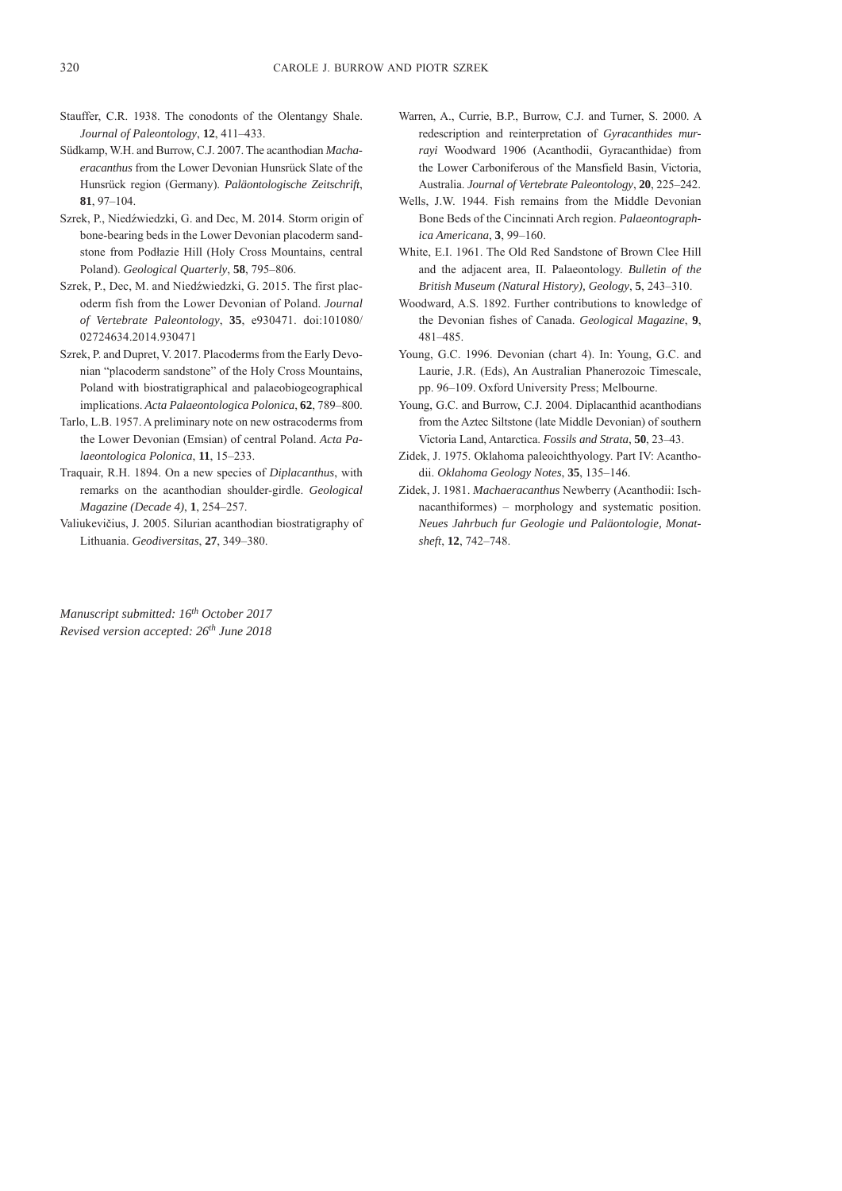Stauffer, C.R. 1938. The conodonts of the Olentangy Shale. *Journal of Paleontology*, **12**, 411–433.

Südkamp, W.H. and Burrow, C.J. 2007. The acanthodian *Machaeracanthus* from the Lower Devonian Hunsrück Slate of the Hunsrück region (Germany). *Paläontologische Zeitschrift*, **81**, 97–104.

Szrek, P., Niedźwiedzki, G. and Dec, M. 2014. Storm origin of bone-bearing beds in the Lower Devonian placoderm sandstone from Podłazie Hill (Holy Cross Mountains, central Poland). *Geological Quarterly*, **58**, 795–806.

Szrek, P., Dec, M. and Niedźwiedzki, G. 2015. The first placoderm fish from the Lower Devonian of Poland. *Journal of Vertebrate Paleontology*, **35**, e930471. doi:101080/02724634.2014.930471

Szrek, P. and Dupret, V. 2017. Placoderms from the Early Devonian "placoderm sandstone" of the Holy Cross Mountains, Poland with biostratigraphical and palaeobiogeographical implications. *Acta Palaeontologica Polonica*, **62**, 789–800.

Tarlo, L.B. 1957. A preliminary note on new ostracoderms from the Lower Devonian (Emsian) of central Poland. *Acta Palaeontologica Polonica*, **11**, 15–233.

Traquair, R.H. 1894. On a new species of *Diplacanthus*, with remarks on the acanthodian shoulder-girdle. *Geological Magazine (Decade 4)*, **1**, 254–257.

Valiukevičius, J. 2005. Silurian acanthodian biostratigraphy of Lithuania. *Geodiversitas*, **27**, 349–380.

Warren, A., Currie, B.P., Burrow, C.J. and Turner, S. 2000. A redescription and reinterpretation of *Gyracanthides murrayi* Woodward 1906 (Acanthodii, Gyracanthidae) from the Lower Carboniferous of the Mansfield Basin, Victoria, Australia. *Journal of Vertebrate Paleontology*, **20**, 225–242.

Wells, J.W. 1944. Fish remains from the Middle Devonian Bone Beds of the Cincinnati Arch region. *Palaeontographica Americana*, **3**, 99–160.

White, E.I. 1961. The Old Red Sandstone of Brown Clee Hill and the adjacent area, II. Palaeontology. *Bulletin of the British Museum (Natural History), Geology*, **5**, 243–310.

Woodward, A.S. 1892. Further contributions to knowledge of the Devonian fishes of Canada. *Geological Magazine*, **9**, 481–485.

Young, G.C. 1996. Devonian (chart 4). In: Young, G.C. and Laurie, J.R. (Eds), An Australian Phanerozoic Timescale, pp. 96–109. Oxford University Press; Melbourne.

Young, G.C. and Burrow, C.J. 2004. Diplacanthid acanthodians from the Aztec Siltstone (late Middle Devonian) of southern Victoria Land, Antarctica. *Fossils and Strata*, **50**, 23–43.

Zidek, J. 1975. Oklahoma paleoichthyology. Part IV: Acanthodii. *Oklahoma Geology Notes*, **35**, 135–146.

Zidek, J. 1981. *Machaeracanthus* Newberry (Acanthodii: Ischnacanthiformes) – morphology and systematic position. *Neues Jahrbuch fur Geologie und Paläontologie, Monatsheft*, **12**, 742–748.

*Manuscript submitted: 16th October 2017*
*Revised version accepted: 26th June 2018*